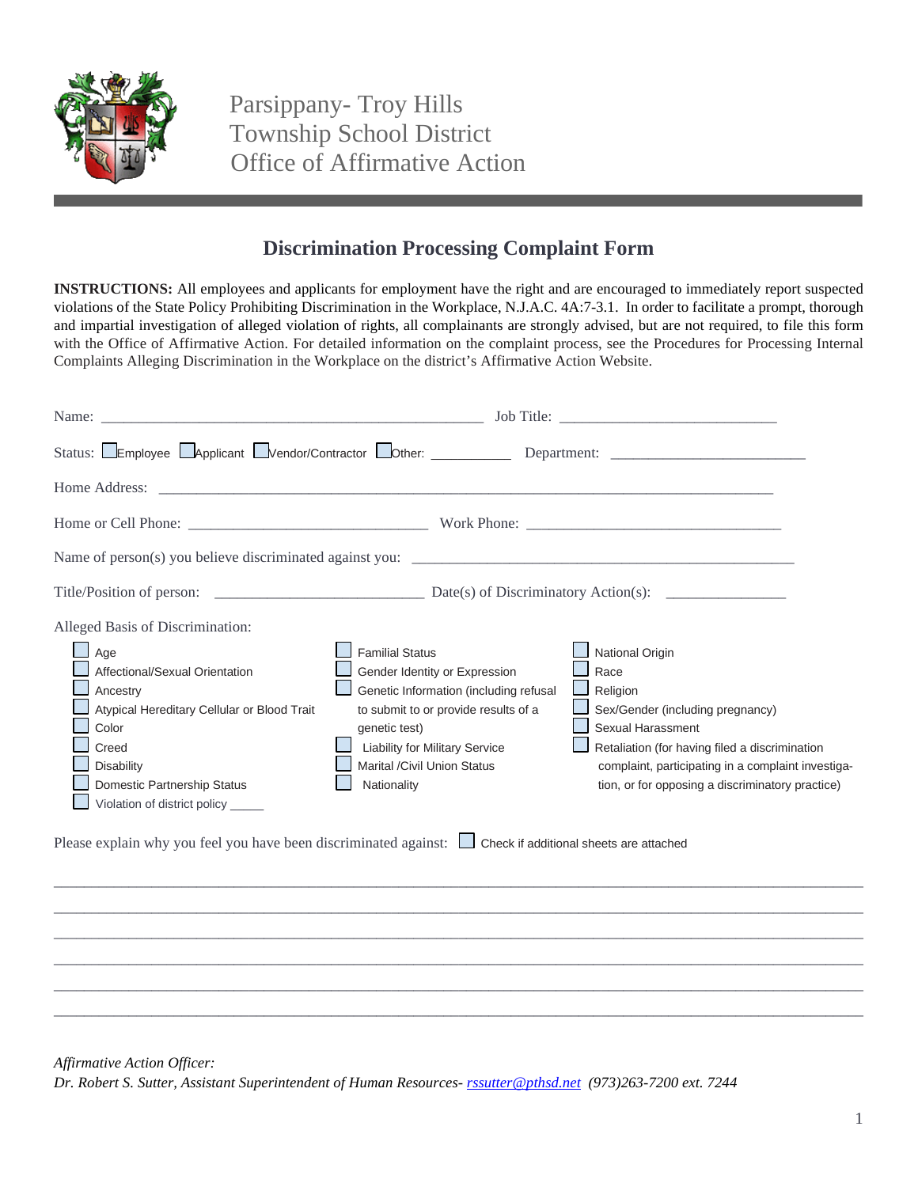Parsippany- Troy Hills
Township School District
Office of Affirmative Action

## Discrimination Processing Complaint Form

**INSTRUCTIONS:** All employees and applicants for employment have the right and are encouraged to immediately report suspected violations of the State Policy Prohibiting Discrimination in the Workplace, N.J.A.C. 4A:7-3.1. In order to facilitate a prompt, thorough and impartial investigation of alleged violation of rights, all complainants are strongly advised, but are not required, to file this form with the Office of Affirmative Action. For detailed information on the complaint process, see the Procedures for Processing Internal Complaints Alleging Discrimination in the Workplace on the district's Affirmative Action Website.

Name: ________________________________________________ Job Title: ___________________________

Status: ☐ Employee ☐ Applicant ☐ Vendor/Contractor ☐ Other: __________ Department: ________________________

Home Address: ____________________________________________________________________________

Home or Cell Phone: ______________________________ Work Phone: ________________________________

Name of person(s) you believe discriminated against you: __________________________________________________

Title/Position of person: __________________________ Date(s) of Discriminatory Action(s): _______________

Alleged Basis of Discrimination:

- ☐ Age
- ☐ Affectional/Sexual Orientation
- ☐ Ancestry
- ☐ Atypical Hereditary Cellular or Blood Trait
- ☐ Color
- ☐ Creed
- ☐ Disability
- ☐ Domestic Partnership Status
- ☐ Violation of district policy _____
- ☐ Familial Status
- ☐ Gender Identity or Expression
- ☐ Genetic Information (including refusal to submit to or provide results of a genetic test)
- ☐ Liability for Military Service
- ☐ Marital /Civil Union Status
- ☐ Nationality
- ☐ National Origin
- ☐ Race
- ☐ Religion
- ☐ Sex/Gender (including pregnancy)
- ☐ Sexual Harassment
- ☐ Retaliation (for having filed a discrimination complaint, participating in a complaint investigation, or for opposing a discriminatory practice)

Please explain why you feel you have been discriminated against: ☐ Check if additional sheets are attached

______________________________________________________________________________________________

______________________________________________________________________________________________

______________________________________________________________________________________________

______________________________________________________________________________________________

______________________________________________________________________________________________

______________________________________________________________________________________________

*Affirmative Action Officer:*
*Dr. Robert S. Sutter, Assistant Superintendent of Human Resources- rssutter@pthsd.net (973)263-7200 ext. 7244*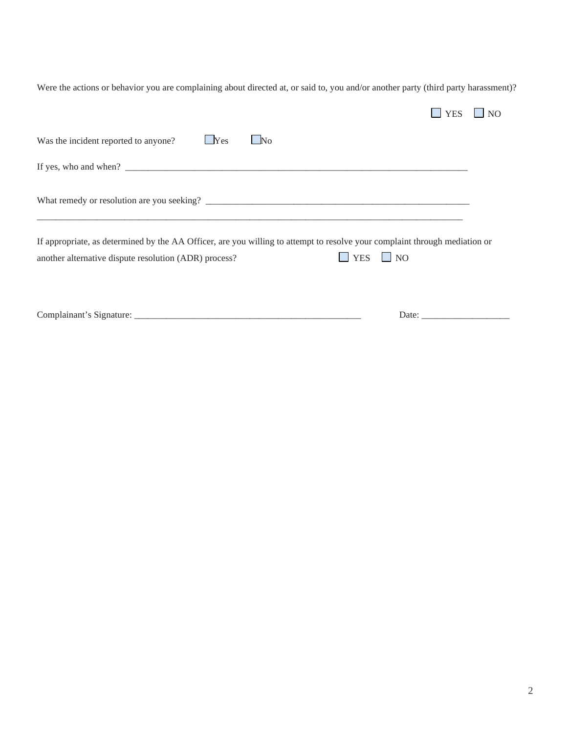Were the actions or behavior you are complaining about directed at, or said to, you and/or another party (third party harassment)?

☐ YES ☐ NO

Was the incident reported to anyone? ☐ Yes ☐ No

If yes, who and when? ______________________________________________________________________________

What remedy or resolution are you seeking? ____________________________________________________________

_______________________________________________________________________________________________

If appropriate, as determined by the AA Officer, are you willing to attempt to resolve your complaint through mediation or another alternative dispute resolution (ADR) process? ☐ YES ☐ NO

Complainant's Signature: ___________________________________________________ Date: ___________________